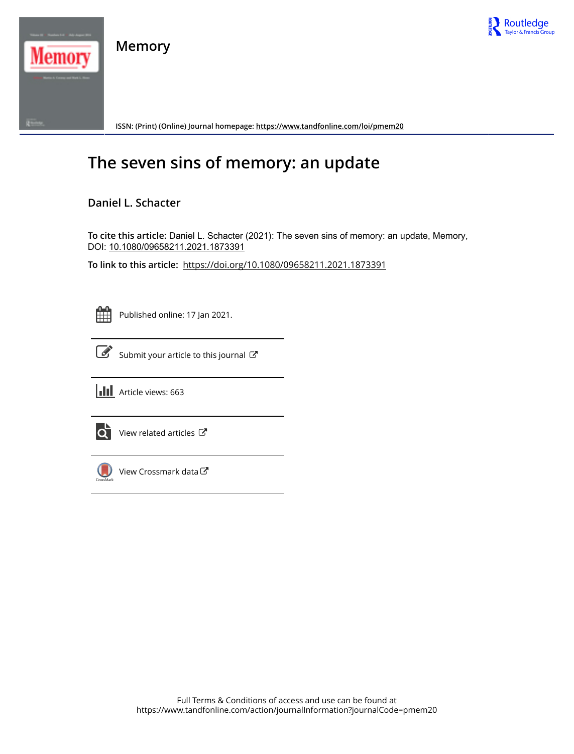# Memory

ISSN: (Print) (Online) Journal homepage: https://www.tandfonline.com/loi/pmem20

# The seven sins of memory: an update

## Daniel L. Schacter

**To cite this article:** Daniel L. Schacter (2021): The seven sins of memory: an update, Memory, DOI: 10.1080/09658211.2021.1873391

**To link to this article:** https://doi.org/10.1080/09658211.2021.1873391

Published online: 17 Jan 2021.

Submit your article to this journal

Article views: 663

View related articles

View Crossmark data

Full Terms & Conditions of access and use can be found at
https://www.tandfonline.com/action/journalInformation?journalCode=pmem20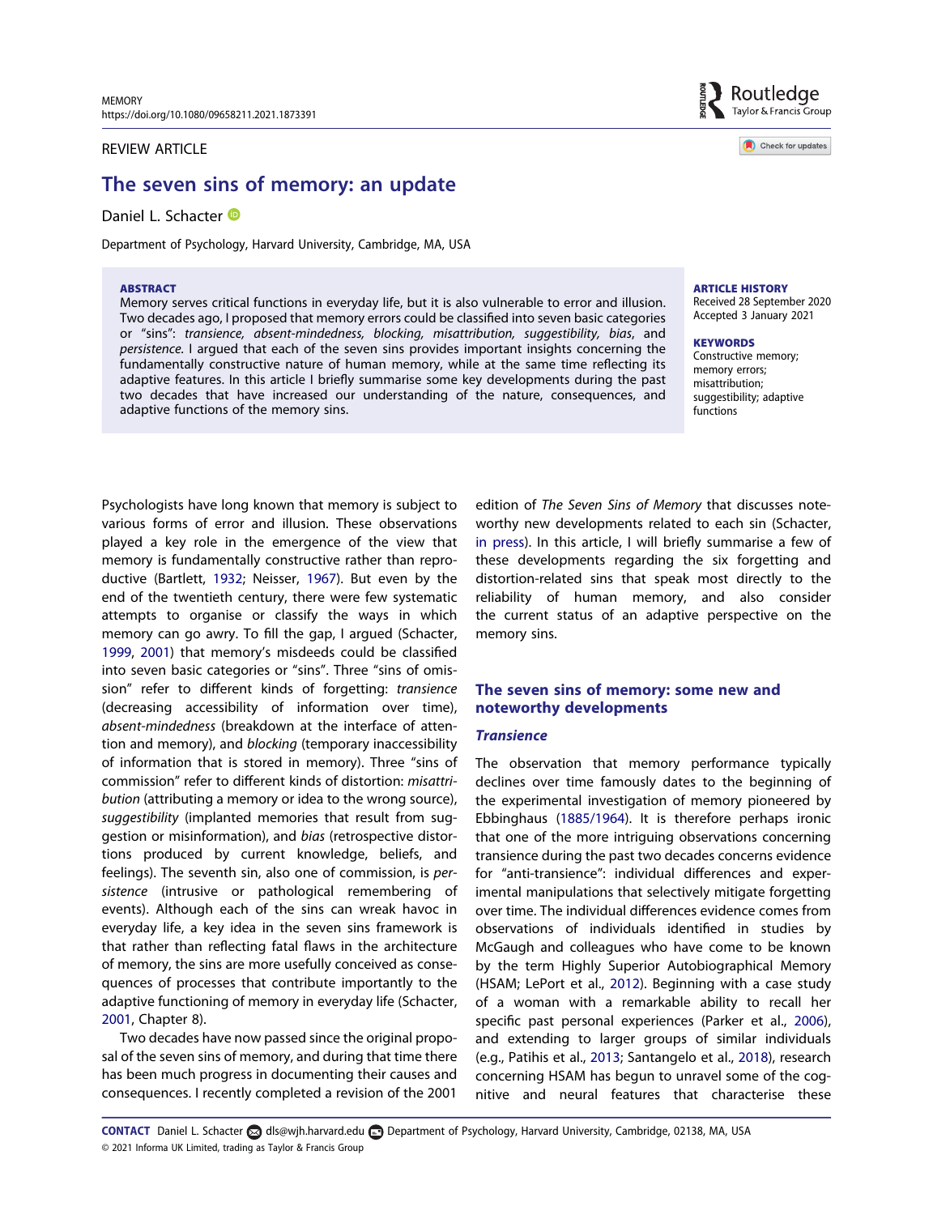REVIEW ARTICLE

# The seven sins of memory: an update

Daniel L. Schacter

Department of Psychology, Harvard University, Cambridge, MA, USA

**ABSTRACT**

Memory serves critical functions in everyday life, but it is also vulnerable to error and illusion. Two decades ago, I proposed that memory errors could be classified into seven basic categories or "sins": *transience, absent-mindedness, blocking, misattribution, suggestibility, bias*, and *persistence*. I argued that each of the seven sins provides important insights concerning the fundamentally constructive nature of human memory, while at the same time reflecting its adaptive features. In this article I briefly summarise some key developments during the past two decades that have increased our understanding of the nature, consequences, and adaptive functions of the memory sins.

**ARTICLE HISTORY**

Received 28 September 2020
Accepted 3 January 2021

**KEYWORDS**

Constructive memory; memory errors; misattribution; suggestibility; adaptive functions

Psychologists have long known that memory is subject to various forms of error and illusion. These observations played a key role in the emergence of the view that memory is fundamentally constructive rather than reproductive (Bartlett, 1932; Neisser, 1967). But even by the end of the twentieth century, there were few systematic attempts to organise or classify the ways in which memory can go awry. To fill the gap, I argued (Schacter, 1999, 2001) that memory's misdeeds could be classified into seven basic categories or "sins". Three "sins of omission" refer to different kinds of forgetting: *transience* (decreasing accessibility of information over time), *absent-mindedness* (breakdown at the interface of attention and memory), and *blocking* (temporary inaccessibility of information that is stored in memory). Three "sins of commission" refer to different kinds of distortion: *misattribution* (attributing a memory or idea to the wrong source), *suggestibility* (implanted memories that result from suggestion or misinformation), and *bias* (retrospective distortions produced by current knowledge, beliefs, and feelings). The seventh sin, also one of commission, is *persistence* (intrusive or pathological remembering of events). Although each of the sins can wreak havoc in everyday life, a key idea in the seven sins framework is that rather than reflecting fatal flaws in the architecture of memory, the sins are more usefully conceived as consequences of processes that contribute importantly to the adaptive functioning of memory in everyday life (Schacter, 2001, Chapter 8).

Two decades have now passed since the original proposal of the seven sins of memory, and during that time there has been much progress in documenting their causes and consequences. I recently completed a revision of the 2001 edition of *The Seven Sins of Memory* that discusses noteworthy new developments related to each sin (Schacter, in press). In this article, I will briefly summarise a few of these developments regarding the six forgetting and distortion-related sins that speak most directly to the reliability of human memory, and also consider the current status of an adaptive perspective on the memory sins.

## The seven sins of memory: some new and noteworthy developments

### *Transience*

The observation that memory performance typically declines over time famously dates to the beginning of the experimental investigation of memory pioneered by Ebbinghaus (1885/1964). It is therefore perhaps ironic that one of the more intriguing observations concerning transience during the past two decades concerns evidence for "anti-transience": individual differences and experimental manipulations that selectively mitigate forgetting over time. The individual differences evidence comes from observations of individuals identified in studies by McGaugh and colleagues who have come to be known by the term Highly Superior Autobiographical Memory (HSAM; LePort et al., 2012). Beginning with a case study of a woman with a remarkable ability to recall her specific past personal experiences (Parker et al., 2006), and extending to larger groups of similar individuals (e.g., Patihis et al., 2013; Santangelo et al., 2018), research concerning HSAM has begun to unravel some of the cognitive and neural features that characterise these

**CONTACT** Daniel L. Schacter dls@wjh.harvard.edu Department of Psychology, Harvard University, Cambridge, 02138, MA, USA
© 2021 Informa UK Limited, trading as Taylor & Francis Group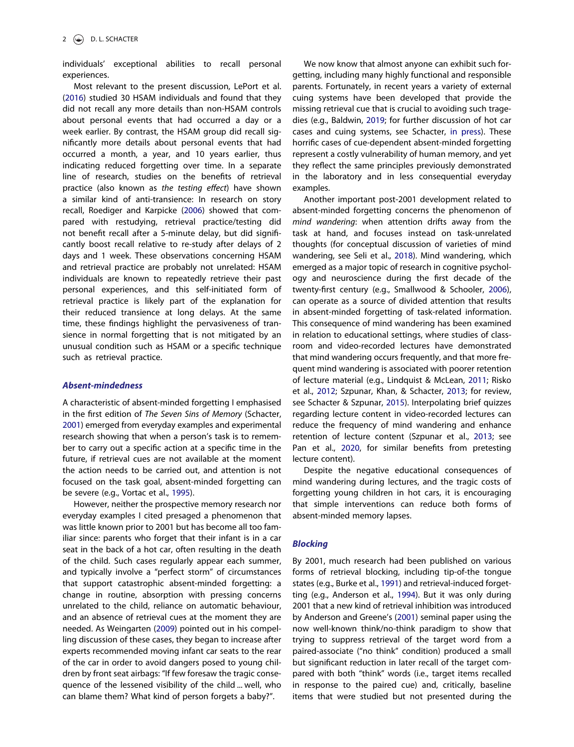individuals' exceptional abilities to recall personal experiences.

Most relevant to the present discussion, LePort et al. (2016) studied 30 HSAM individuals and found that they did not recall any more details than non-HSAM controls about personal events that had occurred a day or a week earlier. By contrast, the HSAM group did recall significantly more details about personal events that had occurred a month, a year, and 10 years earlier, thus indicating reduced forgetting over time. In a separate line of research, studies on the benefits of retrieval practice (also known as *the testing effect*) have shown a similar kind of anti-transience: In research on story recall, Roediger and Karpicke (2006) showed that compared with restudying, retrieval practice/testing did not benefit recall after a 5-minute delay, but did significantly boost recall relative to re-study after delays of 2 days and 1 week. These observations concerning HSAM and retrieval practice are probably not unrelated: HSAM individuals are known to repeatedly retrieve their past personal experiences, and this self-initiated form of retrieval practice is likely part of the explanation for their reduced transience at long delays. At the same time, these findings highlight the pervasiveness of transience in normal forgetting that is not mitigated by an unusual condition such as HSAM or a specific technique such as retrieval practice.

### *Absent-mindedness*

A characteristic of absent-minded forgetting I emphasised in the first edition of *The Seven Sins of Memory* (Schacter, 2001) emerged from everyday examples and experimental research showing that when a person's task is to remember to carry out a specific action at a specific time in the future, if retrieval cues are not available at the moment the action needs to be carried out, and attention is not focused on the task goal, absent-minded forgetting can be severe (e.g., Vortac et al., 1995).

However, neither the prospective memory research nor everyday examples I cited presaged a phenomenon that was little known prior to 2001 but has become all too familiar since: parents who forget that their infant is in a car seat in the back of a hot car, often resulting in the death of the child. Such cases regularly appear each summer, and typically involve a "perfect storm" of circumstances that support catastrophic absent-minded forgetting: a change in routine, absorption with pressing concerns unrelated to the child, reliance on automatic behaviour, and an absence of retrieval cues at the moment they are needed. As Weingarten (2009) pointed out in his compelling discussion of these cases, they began to increase after experts recommended moving infant car seats to the rear of the car in order to avoid dangers posed to young children by front seat airbags: "If few foresaw the tragic consequence of the lessened visibility of the child ... well, who can blame them? What kind of person forgets a baby?".

We now know that almost anyone can exhibit such forgetting, including many highly functional and responsible parents. Fortunately, in recent years a variety of external cuing systems have been developed that provide the missing retrieval cue that is crucial to avoiding such tragedies (e.g., Baldwin, 2019; for further discussion of hot car cases and cuing systems, see Schacter, in press). These horrific cases of cue-dependent absent-minded forgetting represent a costly vulnerability of human memory, and yet they reflect the same principles previously demonstrated in the laboratory and in less consequential everyday examples.

Another important post-2001 development related to absent-minded forgetting concerns the phenomenon of *mind wandering*: when attention drifts away from the task at hand, and focuses instead on task-unrelated thoughts (for conceptual discussion of varieties of mind wandering, see Seli et al., 2018). Mind wandering, which emerged as a major topic of research in cognitive psychology and neuroscience during the first decade of the twenty-first century (e.g., Smallwood & Schooler, 2006), can operate as a source of divided attention that results in absent-minded forgetting of task-related information. This consequence of mind wandering has been examined in relation to educational settings, where studies of classroom and video-recorded lectures have demonstrated that mind wandering occurs frequently, and that more frequent mind wandering is associated with poorer retention of lecture material (e.g., Lindquist & McLean, 2011; Risko et al., 2012; Szpunar, Khan, & Schacter, 2013; for review, see Schacter & Szpunar, 2015). Interpolating brief quizzes regarding lecture content in video-recorded lectures can reduce the frequency of mind wandering and enhance retention of lecture content (Szpunar et al., 2013; see Pan et al., 2020, for similar benefits from pretesting lecture content).

Despite the negative educational consequences of mind wandering during lectures, and the tragic costs of forgetting young children in hot cars, it is encouraging that simple interventions can reduce both forms of absent-minded memory lapses.

### *Blocking*

By 2001, much research had been published on various forms of retrieval blocking, including tip-of-the tongue states (e.g., Burke et al., 1991) and retrieval-induced forgetting (e.g., Anderson et al., 1994). But it was only during 2001 that a new kind of retrieval inhibition was introduced by Anderson and Greene's (2001) seminal paper using the now well-known think/no-think paradigm to show that trying to suppress retrieval of the target word from a paired-associate ("no think" condition) produced a small but significant reduction in later recall of the target compared with both "think" words (i.e., target items recalled in response to the paired cue) and, critically, baseline items that were studied but not presented during the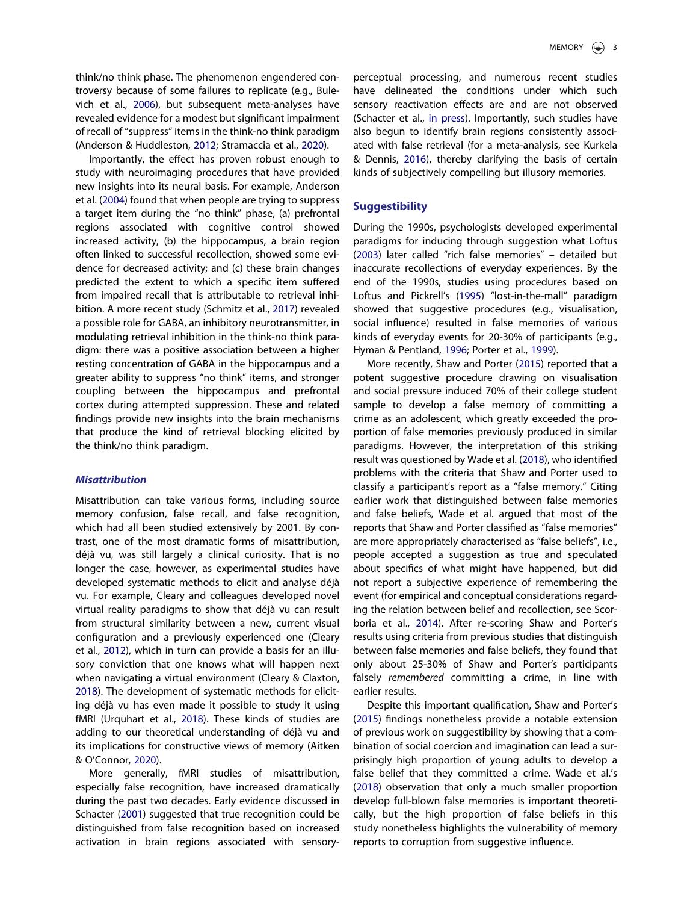think/no think phase. The phenomenon engendered controversy because of some failures to replicate (e.g., Bulevich et al., 2006), but subsequent meta-analyses have revealed evidence for a modest but significant impairment of recall of "suppress" items in the think-no think paradigm (Anderson & Huddleston, 2012; Stramaccia et al., 2020).

Importantly, the effect has proven robust enough to study with neuroimaging procedures that have provided new insights into its neural basis. For example, Anderson et al. (2004) found that when people are trying to suppress a target item during the "no think" phase, (a) prefrontal regions associated with cognitive control showed increased activity, (b) the hippocampus, a brain region often linked to successful recollection, showed some evidence for decreased activity; and (c) these brain changes predicted the extent to which a specific item suffered from impaired recall that is attributable to retrieval inhibition. A more recent study (Schmitz et al., 2017) revealed a possible role for GABA, an inhibitory neurotransmitter, in modulating retrieval inhibition in the think-no think paradigm: there was a positive association between a higher resting concentration of GABA in the hippocampus and a greater ability to suppress "no think" items, and stronger coupling between the hippocampus and prefrontal cortex during attempted suppression. These and related findings provide new insights into the brain mechanisms that produce the kind of retrieval blocking elicited by the think/no think paradigm.

### *Misattribution*

Misattribution can take various forms, including source memory confusion, false recall, and false recognition, which had all been studied extensively by 2001. By contrast, one of the most dramatic forms of misattribution, déjà vu, was still largely a clinical curiosity. That is no longer the case, however, as experimental studies have developed systematic methods to elicit and analyse déjà vu. For example, Cleary and colleagues developed novel virtual reality paradigms to show that déjà vu can result from structural similarity between a new, current visual configuration and a previously experienced one (Cleary et al., 2012), which in turn can provide a basis for an illusory conviction that one knows what will happen next when navigating a virtual environment (Cleary & Claxton, 2018). The development of systematic methods for eliciting déjà vu has even made it possible to study it using fMRI (Urquhart et al., 2018). These kinds of studies are adding to our theoretical understanding of déjà vu and its implications for constructive views of memory (Aitken & O'Connor, 2020).

More generally, fMRI studies of misattribution, especially false recognition, have increased dramatically during the past two decades. Early evidence discussed in Schacter (2001) suggested that true recognition could be distinguished from false recognition based on increased activation in brain regions associated with sensory-perceptual processing, and numerous recent studies have delineated the conditions under which such sensory reactivation effects are and are not observed (Schacter et al., in press). Importantly, such studies have also begun to identify brain regions consistently associated with false retrieval (for a meta-analysis, see Kurkela & Dennis, 2016), thereby clarifying the basis of certain kinds of subjectively compelling but illusory memories.

## Suggestibility

During the 1990s, psychologists developed experimental paradigms for inducing through suggestion what Loftus (2003) later called "rich false memories" – detailed but inaccurate recollections of everyday experiences. By the end of the 1990s, studies using procedures based on Loftus and Pickrell's (1995) "lost-in-the-mall" paradigm showed that suggestive procedures (e.g., visualisation, social influence) resulted in false memories of various kinds of everyday events for 20-30% of participants (e.g., Hyman & Pentland, 1996; Porter et al., 1999).

More recently, Shaw and Porter (2015) reported that a potent suggestive procedure drawing on visualisation and social pressure induced 70% of their college student sample to develop a false memory of committing a crime as an adolescent, which greatly exceeded the proportion of false memories previously produced in similar paradigms. However, the interpretation of this striking result was questioned by Wade et al. (2018), who identified problems with the criteria that Shaw and Porter used to classify a participant's report as a "false memory." Citing earlier work that distinguished between false memories and false beliefs, Wade et al. argued that most of the reports that Shaw and Porter classified as "false memories" are more appropriately characterised as "false beliefs", i.e., people accepted a suggestion as true and speculated about specifics of what might have happened, but did not report a subjective experience of remembering the event (for empirical and conceptual considerations regarding the relation between belief and recollection, see Scoboria et al., 2014). After re-scoring Shaw and Porter's results using criteria from previous studies that distinguish between false memories and false beliefs, they found that only about 25-30% of Shaw and Porter's participants falsely *remembered* committing a crime, in line with earlier results.

Despite this important qualification, Shaw and Porter's (2015) findings nonetheless provide a notable extension of previous work on suggestibility by showing that a combination of social coercion and imagination can lead a surprisingly high proportion of young adults to develop a false belief that they committed a crime. Wade et al.'s (2018) observation that only a much smaller proportion develop full-blown false memories is important theoretically, but the high proportion of false beliefs in this study nonetheless highlights the vulnerability of memory reports to corruption from suggestive influence.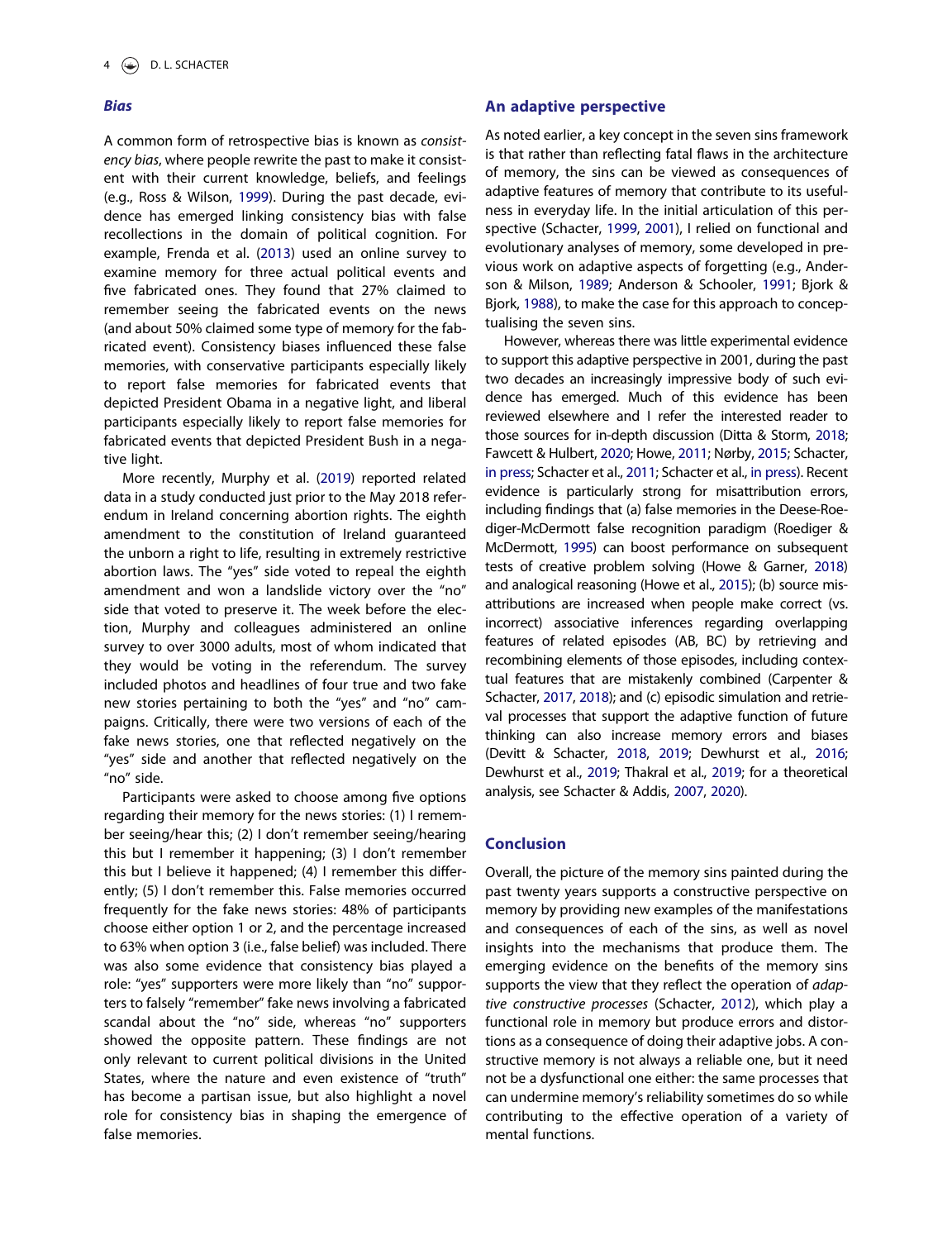### *Bias*

A common form of retrospective bias is known as *consistency bias*, where people rewrite the past to make it consistent with their current knowledge, beliefs, and feelings (e.g., Ross & Wilson, 1999). During the past decade, evidence has emerged linking consistency bias with false recollections in the domain of political cognition. For example, Frenda et al. (2013) used an online survey to examine memory for three actual political events and five fabricated ones. They found that 27% claimed to remember seeing the fabricated events on the news (and about 50% claimed some type of memory for the fabricated event). Consistency biases influenced these false memories, with conservative participants especially likely to report false memories for fabricated events that depicted President Obama in a negative light, and liberal participants especially likely to report false memories for fabricated events that depicted President Bush in a negative light.

More recently, Murphy et al. (2019) reported related data in a study conducted just prior to the May 2018 referendum in Ireland concerning abortion rights. The eighth amendment to the constitution of Ireland guaranteed the unborn a right to life, resulting in extremely restrictive abortion laws. The "yes" side voted to repeal the eighth amendment and won a landslide victory over the "no" side that voted to preserve it. The week before the election, Murphy and colleagues administered an online survey to over 3000 adults, most of whom indicated that they would be voting in the referendum. The survey included photos and headlines of four true and two fake new stories pertaining to both the "yes" and "no" campaigns. Critically, there were two versions of each of the fake news stories, one that reflected negatively on the "yes" side and another that reflected negatively on the "no" side.

Participants were asked to choose among five options regarding their memory for the news stories: (1) I remember seeing/hear this; (2) I don't remember seeing/hearing this but I remember it happening; (3) I don't remember this but I believe it happened; (4) I remember this differently; (5) I don't remember this. False memories occurred frequently for the fake news stories: 48% of participants choose either option 1 or 2, and the percentage increased to 63% when option 3 (i.e., false belief) was included. There was also some evidence that consistency bias played a role: "yes" supporters were more likely than "no" supporters to falsely "remember" fake news involving a fabricated scandal about the "no" side, whereas "no" supporters showed the opposite pattern. These findings are not only relevant to current political divisions in the United States, where the nature and even existence of "truth" has become a partisan issue, but also highlight a novel role for consistency bias in shaping the emergence of false memories.

## An adaptive perspective

As noted earlier, a key concept in the seven sins framework is that rather than reflecting fatal flaws in the architecture of memory, the sins can be viewed as consequences of adaptive features of memory that contribute to its usefulness in everyday life. In the initial articulation of this perspective (Schacter, 1999, 2001), I relied on functional and evolutionary analyses of memory, some developed in previous work on adaptive aspects of forgetting (e.g., Anderson & Milson, 1989; Anderson & Schooler, 1991; Bjork & Bjork, 1988), to make the case for this approach to conceptualising the seven sins.

However, whereas there was little experimental evidence to support this adaptive perspective in 2001, during the past two decades an increasingly impressive body of such evidence has emerged. Much of this evidence has been reviewed elsewhere and I refer the interested reader to those sources for in-depth discussion (Ditta & Storm, 2018; Fawcett & Hulbert, 2020; Howe, 2011; Nørby, 2015; Schacter, in press; Schacter et al., 2011; Schacter et al., in press). Recent evidence is particularly strong for misattribution errors, including findings that (a) false memories in the Deese-Roediger-McDermott false recognition paradigm (Roediger & McDermott, 1995) can boost performance on subsequent tests of creative problem solving (Howe & Garner, 2018) and analogical reasoning (Howe et al., 2015); (b) source misattributions are increased when people make correct (vs. incorrect) associative inferences regarding overlapping features of related episodes (AB, BC) by retrieving and recombining elements of those episodes, including contextual features that are mistakenly combined (Carpenter & Schacter, 2017, 2018); and (c) episodic simulation and retrieval processes that support the adaptive function of future thinking can also increase memory errors and biases (Devitt & Schacter, 2018, 2019; Dewhurst et al., 2016; Dewhurst et al., 2019; Thakral et al., 2019; for a theoretical analysis, see Schacter & Addis, 2007, 2020).

## Conclusion

Overall, the picture of the memory sins painted during the past twenty years supports a constructive perspective on memory by providing new examples of the manifestations and consequences of each of the sins, as well as novel insights into the mechanisms that produce them. The emerging evidence on the benefits of the memory sins supports the view that they reflect the operation of *adaptive constructive processes* (Schacter, 2012), which play a functional role in memory but produce errors and distortions as a consequence of doing their adaptive jobs. A constructive memory is not always a reliable one, but it need not be a dysfunctional one either: the same processes that can undermine memory's reliability sometimes do so while contributing to the effective operation of a variety of mental functions.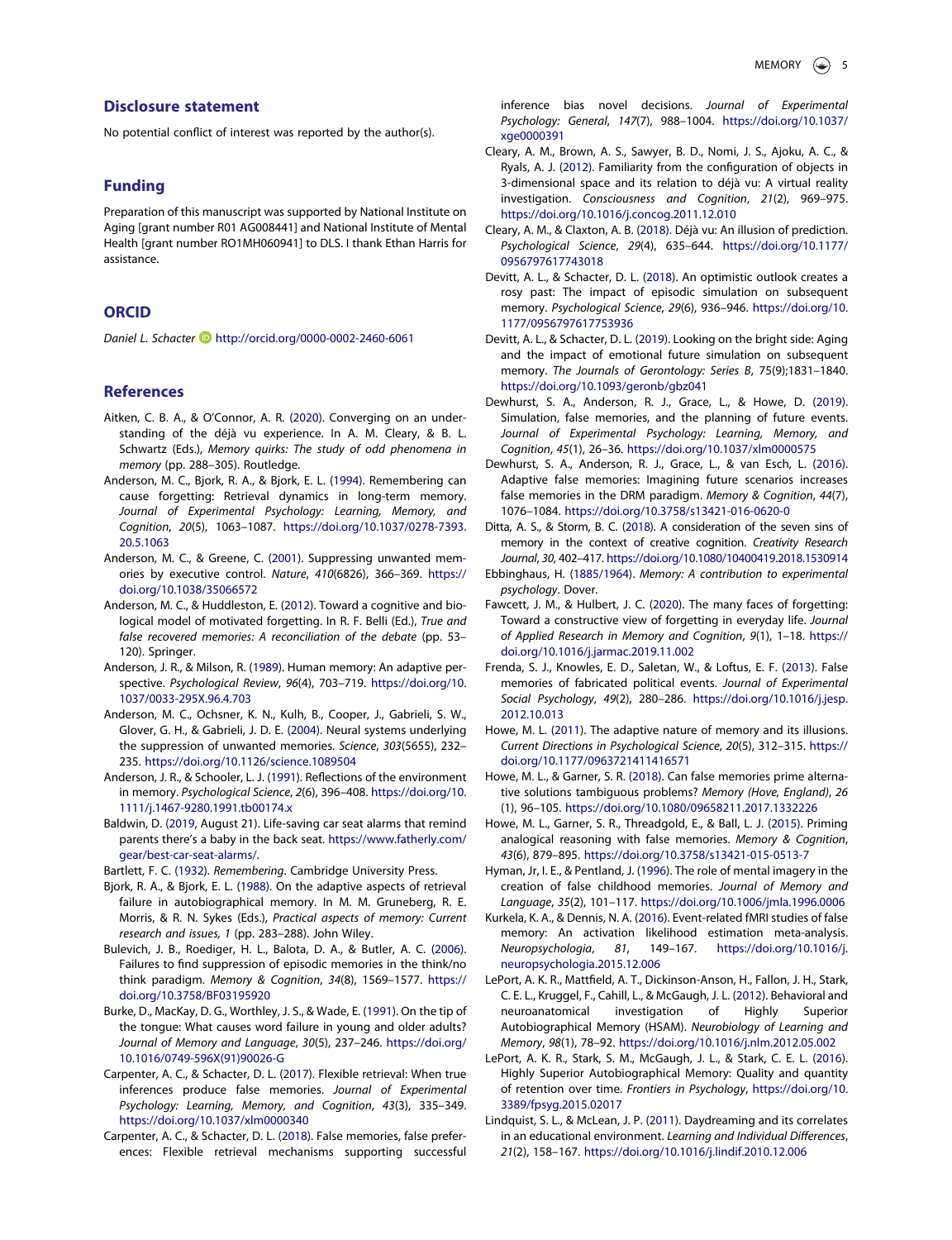## Disclosure statement

No potential conflict of interest was reported by the author(s).

## Funding

Preparation of this manuscript was supported by National Institute on Aging [grant number R01 AG008441] and National Institute of Mental Health [grant number RO1MH060941] to DLS. I thank Ethan Harris for assistance.

## ORCID

*Daniel L. Schacter* http://orcid.org/0000-0002-2460-6061

## References

Aitken, C. B. A., & O'Connor, A. R. (2020). Converging on an understanding of the déjà vu experience. In A. M. Cleary, & B. L. Schwartz (Eds.), *Memory quirks: The study of odd phenomena in memory* (pp. 288–305). Routledge.

Anderson, M. C., Bjork, R. A., & Bjork, E. L. (1994). Remembering can cause forgetting: Retrieval dynamics in long-term memory. *Journal of Experimental Psychology: Learning, Memory, and Cognition*, *20*(5), 1063–1087. https://doi.org/10.1037/0278-7393.20.5.1063

Anderson, M. C., & Greene, C. (2001). Suppressing unwanted memories by executive control. *Nature*, *410*(6826), 366–369. https://doi.org/10.1038/35066572

Anderson, M. C., & Huddleston, E. (2012). Toward a cognitive and biological model of motivated forgetting. In R. F. Belli (Ed.), *True and false recovered memories: A reconciliation of the debate* (pp. 53–120). Springer.

Anderson, J. R., & Milson, R. (1989). Human memory: An adaptive perspective. *Psychological Review*, *96*(4), 703–719. https://doi.org/10.1037/0033-295X.96.4.703

Anderson, M. C., Ochsner, K. N., Kulh, B., Cooper, J., Gabrieli, S. W., Glover, G. H., & Gabrieli, J. D. E. (2004). Neural systems underlying the suppression of unwanted memories. *Science*, *303*(5655), 232–235. https://doi.org/10.1126/science.1089504

Anderson, J. R., & Schooler, L. J. (1991). Reflections of the environment in memory. *Psychological Science*, *2*(6), 396–408. https://doi.org/10.1111/j.1467-9280.1991.tb00174.x

Baldwin, D. (2019, August 21). Life-saving car seat alarms that remind parents there's a baby in the back seat. https://www.fatherly.com/gear/best-car-seat-alarms/.

Bartlett, F. C. (1932). *Remembering*. Cambridge University Press.

Bjork, R. A., & Bjork, E. L. (1988). On the adaptive aspects of retrieval failure in autobiographical memory. In M. M. Gruneberg, P. E. Morris, & R. N. Sykes (Eds.), *Practical aspects of memory: Current research and issues, 1* (pp. 283–288). John Wiley.

Bulevich, J. B., Roediger, H. L., Balota, D. A., & Butler, A. C. (2006). Failures to find suppression of episodic memories in the think/no think paradigm. *Memory & Cognition*, *34*(8), 1569–1577. https://doi.org/10.3758/BF03195920

Burke, D., MacKay, D. G., Worthley, J. S., & Wade, E. (1991). On the tip of the tongue: What causes word failure in young and older adults? *Journal of Memory and Language*, *30*(5), 237–246. https://doi.org/10.1016/0749-596X(91)90026-G

Carpenter, A. C., & Schacter, D. L. (2017). Flexible retrieval: When true inferences produce false memories. *Journal of Experimental Psychology: Learning, Memory, and Cognition*, *43*(3), 335–349. https://doi.org/10.1037/xlm0000340

Carpenter, A. C., & Schacter, D. L. (2018). False memories, false preferences: Flexible retrieval mechanisms supporting successful inference bias novel decisions. *Journal of Experimental Psychology: General*, *147*(7), 988–1004. https://doi.org/10.1037/xge0000391

Cleary, A. M., Brown, A. S., Sawyer, B. D., Nomi, J. S., Ajoku, A. C., & Ryals, A. J. (2012). Familiarity from the configuration of objects in 3-dimensional space and its relation to déjà vu: A virtual reality investigation. *Consciousness and Cognition*, *21*(2), 969–975. https://doi.org/10.1016/j.concog.2011.12.010

Cleary, A. M., & Claxton, A. B. (2018). Déjà vu: An illusion of prediction. *Psychological Science*, *29*(4), 635–644. https://doi.org/10.1177/0956797617743018

Devitt, A. L., & Schacter, D. L. (2018). An optimistic outlook creates a rosy past: The impact of episodic simulation on subsequent memory. *Psychological Science*, *29*(6), 936–946. https://doi.org/10.1177/0956797617753936

Devitt, A. L., & Schacter, D. L. (2019). Looking on the bright side: Aging and the impact of emotional future simulation on subsequent memory. *The Journals of Gerontology: Series B*, 75(9);1831–1840. https://doi.org/10.1093/geronb/gbz041

Dewhurst, S. A., Anderson, R. J., Grace, L., & Howe, D. (2019). Simulation, false memories, and the planning of future events. *Journal of Experimental Psychology: Learning, Memory, and Cognition*, *45*(1), 26–36. https://doi.org/10.1037/xlm0000575

Dewhurst, S. A., Anderson, R. J., Grace, L., & van Esch, L. (2016). Adaptive false memories: Imagining future scenarios increases false memories in the DRM paradigm. *Memory & Cognition*, *44*(7), 1076–1084. https://doi.org/10.3758/s13421-016-0620-0

Ditta, A. S., & Storm, B. C. (2018). A consideration of the seven sins of memory in the context of creative cognition. *Creativity Research Journal*, *30*, 402–417. https://doi.org/10.1080/10400419.2018.1530914

Ebbinghaus, H. (1885/1964). *Memory: A contribution to experimental psychology*. Dover.

Fawcett, J. M., & Hulbert, J. C. (2020). The many faces of forgetting: Toward a constructive view of forgetting in everyday life. *Journal of Applied Research in Memory and Cognition*, *9*(1), 1–18. https://doi.org/10.1016/j.jarmac.2019.11.002

Frenda, S. J., Knowles, E. D., Saletan, W., & Loftus, E. F. (2013). False memories of fabricated political events. *Journal of Experimental Social Psychology*, *49*(2), 280–286. https://doi.org/10.1016/j.jesp.2012.10.013

Howe, M. L. (2011). The adaptive nature of memory and its illusions. *Current Directions in Psychological Science*, *20*(5), 312–315. https://doi.org/10.1177/0963721411416571

Howe, M. L., & Garner, S. R. (2018). Can false memories prime alternative solutions tambiguous problems? *Memory (Hove, England)*, *26*(1), 96–105. https://doi.org/10.1080/09658211.2017.1332226

Howe, M. L., Garner, S. R., Threadgold, E., & Ball, L. J. (2015). Priming analogical reasoning with false memories. *Memory & Cognition*, *43*(6), 879–895. https://doi.org/10.3758/s13421-015-0513-7

Hyman, Jr, I. E., & Pentland, J. (1996). The role of mental imagery in the creation of false childhood memories. *Journal of Memory and Language*, *35*(2), 101–117. https://doi.org/10.1006/jmla.1996.0006

Kurkela, K. A., & Dennis, N. A. (2016). Event-related fMRI studies of false memory: An activation likelihood estimation meta-analysis. *Neuropsychologia*, *81*, 149–167. https://doi.org/10.1016/j.neuropsychologia.2015.12.006

LePort, A. K. R., Mattfield, A. T., Dickinson-Anson, H., Fallon, J. H., Stark, C. E. L., Kruggel, F., Cahill, L., & McGaugh, J. L. (2012). Behavioral and neuroanatomical investigation of Highly Superior Autobiographical Memory (HSAM). *Neurobiology of Learning and Memory*, *98*(1), 78–92. https://doi.org/10.1016/j.nlm.2012.05.002

LePort, A. K. R., Stark, S. M., McGaugh, J. L., & Stark, C. E. L. (2016). Highly Superior Autobiographical Memory: Quality and quantity of retention over time. *Frontiers in Psychology*, https://doi.org/10.3389/fpsyg.2015.02017

Lindquist, S. L., & McLean, J. P. (2011). Daydreaming and its correlates in an educational environment. *Learning and Individual Differences*, *21*(2), 158–167. https://doi.org/10.1016/j.lindif.2010.12.006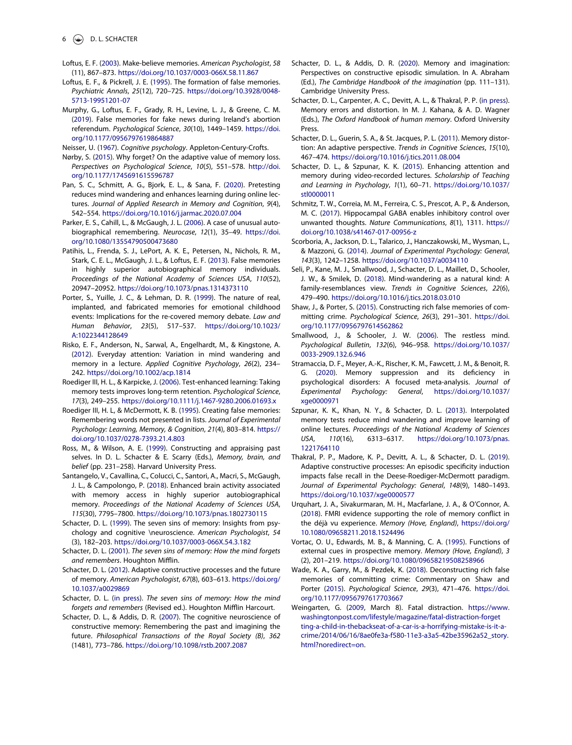Loftus, E. F. (2003). Make-believe memories. *American Psychologist*, *58* (11), 867–873. https://doi.org/10.1037/0003-066X.58.11.867

Loftus, E. F., & Pickrell, J. E. (1995). The formation of false memories. *Psychiatric Annals*, *25*(12), 720–725. https://doi.org/10.3928/0048-5713-19951201-07

Murphy, G., Loftus, E. F., Grady, R. H., Levine, L. J., & Greene, C. M. (2019). False memories for fake news during Ireland's abortion referendum. *Psychological Science*, *30*(10), 1449–1459. https://doi.org/10.1177/0956797619864887

Neisser, U. (1967). *Cognitive psychology*. Appleton-Century-Crofts.

Nørby, S. (2015). Why forget? On the adaptive value of memory loss. *Perspectives on Psychological Science*, *10*(5), 551–578. http://doi.org/10.1177/1745691615596787

Pan, S. C., Schmitt, A. G., Bjork, E. L., & Sana, F. (2020). Pretesting reduces mind wandering and enhances learning during online lectures. *Journal of Applied Research in Memory and Cognition*, *9*(4), 542–554. https://doi.org/10.1016/j.jarmac.2020.07.004

Parker, E. S., Cahill, L., & McGaugh, J. L. (2006). A case of unusual autobiographical remembering. *Neurocase*, *12*(1), 35–49. https://doi.org/10.1080/13554790500473680

Patihis, L., Frenda, S. J., LePort, A. K. E., Petersen, N., Nichols, R. M., Stark, C. E. L., McGaugh, J. L., & Loftus, E. F. (2013). False memories in highly superior autobiographical memory individuals. *Proceedings of the National Academy of Sciences USA*, *110*(52), 20947–20952. https://doi.org/10.1073/pnas.1314373110

Porter, S., Yuille, J. C., & Lehman, D. R. (1999). The nature of real, implanted, and fabricated memories for emotional childhood events: Implications for the re-covered memory debate. *Law and Human Behavior*, *23*(5), 517–537. https://doi.org/10.1023/A:1022344128649

Risko, E. F., Anderson, N., Sarwal, A., Engelhardt, M., & Kingstone, A. (2012). Everyday attention: Variation in mind wandering and memory in a lecture. *Applied Cognitive Psychology*, *26*(2), 234–242. https://doi.org/10.1002/acp.1814

Roediger III, H. L., & Karpicke, J. (2006). Test-enhanced learning: Taking memory tests improves long-term retention. *Psychological Science*, *17*(3), 249–255. https://doi.org/10.1111/j.1467-9280.2006.01693.x

Roediger III, H. L, & McDermott, K. B. (1995). Creating false memories: Remembering words not presented in lists. *Journal of Experimental Psychology: Learning, Memory, & Cognition*, *21*(4), 803–814. https://doi.org/10.1037/0278-7393.21.4.803

Ross, M., & Wilson, A. E. (1999). Constructing and appraising past selves. In D. L. Schacter & E. Scarry (Eds.), *Memory, brain, and belief* (pp. 231–258). Harvard University Press.

Santangelo, V., Cavallina, C., Colucci, C., Santori, A., Macri, S., McGaugh, J. L., & Campolongo, P. (2018). Enhanced brain activity associated with memory access in highly superior autobiographical memory. *Proceedings of the National Academy of Sciences USA*, *115*(30), 7795–7800. https://doi.org/10.1073/pnas.1802730115

Schacter, D. L. (1999). The seven sins of memory: Insights from psychology and cognitive \neuroscience. *American Psychologist*, *54* (3), 182–203. https://doi.org/10.1037/0003-066X.54.3.182

Schacter, D. L. (2001). *The seven sins of memory: How the mind forgets and remembers*. Houghton Mifflin.

Schacter, D. L. (2012). Adaptive constructive processes and the future of memory. *American Psychologist*, *67*(8), 603–613. https://doi.org/10.1037/a0029869

Schacter, D. L. (in press). *The seven sins of memory: How the mind forgets and remembers* (Revised ed.). Houghton Mifflin Harcourt.

Schacter, D. L., & Addis, D. R. (2007). The cognitive neuroscience of constructive memory: Remembering the past and imagining the future. *Philosophical Transactions of the Royal Society (B)*, *362* (1481), 773–786. https://doi.org/10.1098/rstb.2007.2087

Schacter, D. L., & Addis, D. R. (2020). Memory and imagination: Perspectives on constructive episodic simulation. In A. Abraham (Ed.), *The Cambridge Handbook of the imagination* (pp. 111–131). Cambridge University Press.

Schacter, D. L., Carpenter, A. C., Devitt, A. L., & Thakral, P. P. (in press). Memory errors and distortion. In M. J. Kahana, & A. D. Wagner (Eds.), *The Oxford Handbook of human memory*. Oxford University Press.

Schacter, D. L., Guerin, S. A., & St. Jacques, P. L. (2011). Memory distortion: An adaptive perspective. *Trends in Cognitive Sciences*, *15*(10), 467–474. https://doi.org/10.1016/j.tics.2011.08.004

Schacter, D. L., & Szpunar, K. K. (2015). Enhancing attention and memory during video-recorded lectures. *Scholarship of Teaching and Learning in Psychology*, *1*(1), 60–71. https://doi.org/10.1037/stl0000011

Schmitz, T. W., Correia, M. M., Ferreira, C. S., Prescot, A. P., & Anderson, M. C. (2017). Hippocampal GABA enables inhibitory control over unwanted thoughts. *Nature Communications*, *8*(1), 1311. https://doi.org/10.1038/s41467-017-00956-z

Scorboria, A., Jackson, D. L., Talarico, J., Hanczakowski, M., Wysman, L., & Mazzoni, G. (2014). *Journal of Experimental Psychology: General*, *143*(3), 1242–1258. https://doi.org/10.1037/a0034110

Seli, P., Kane, M. J., Smallwood, J., Schacter, D. L., Maillet, D., Schooler, J. W., & Smilek, D. (2018). Mind-wandering as a natural kind: A family-resemblances view. *Trends in Cognitive Sciences*, *22*(6), 479–490. https://doi.org/10.1016/j.tics.2018.03.010

Shaw, J., & Porter, S. (2015). Constructing rich false memories of committing crime. *Psychological Science*, *26*(3), 291–301. https://doi.org/10.1177/0956797614562862

Smallwood, J., & Schooler, J. W. (2006). The restless mind. *Psychological Bulletin*, *132*(6), 946–958. https://doi.org/10.1037/0033-2909.132.6.946

Stramaccia, D. F., Meyer, A.-K., Rischer, K. M., Fawcett, J. M., & Benoit, R. G. (2020). Memory suppression and its deficiency in psychological disorders: A focused meta-analysis. *Journal of Experimental Psychology: General*, https://doi.org/10.1037/xge0000971

Szpunar, K. K., Khan, N. Y., & Schacter, D. L. (2013). Interpolated memory tests reduce mind wandering and improve learning of online lectures. *Proceedings of the National Academy of Sciences USA*, *110*(16), 6313–6317. https://doi.org/10.1073/pnas.1221764110

Thakral, P. P., Madore, K. P., Devitt, A. L., & Schacter, D. L. (2019). Adaptive constructive processes: An episodic specificity induction impacts false recall in the Deese-Roediger-McDermott paradigm. *Journal of Experimental Psychology: General*, *148*(9), 1480–1493. https://doi.org/10.1037/xge0000577

Urquhart, J. A., Sivakurmaran, M. H., Macfarlane, J. A., & O'Connor, A. (2018). FMRI evidence supporting the role of memory conflict in the déjà vu experience. *Memory (Hove, England)*, https://doi.org/10.1080/09658211.2018.1524496

Vortac, O. U., Edwards, M. B., & Manning, C. A. (1995). Functions of external cues in prospective memory. *Memory (Hove, England)*, *3* (2), 201–219. https://doi.org/10.1080/09658219508258966

Wade, K. A., Garry, M., & Pezdek, K. (2018). Deconstructing rich false memories of committing crime: Commentary on Shaw and Porter (2015). *Psychological Science*, *29*(3), 471–476. https://doi.org/10.1177/0956797617703667

Weingarten, G. (2009, March 8). Fatal distraction. https://www.washingtonpost.com/lifestyle/magazine/fatal-distraction-forgetting-a-child-in-thebackseat-of-a-car-is-a-horrifying-mistake-is-it-a-crime/2014/06/16/8ae0fe3a-f580-11e3-a3a5-42be35962a52_story.html?noredirect=on.